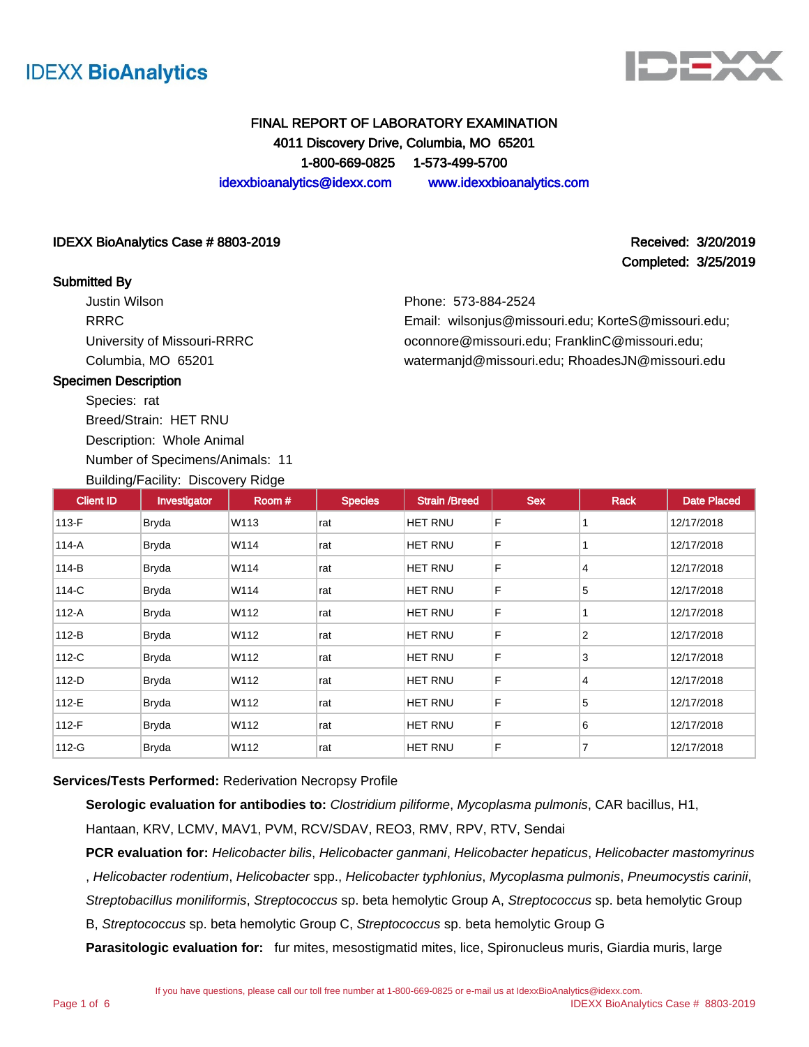IDEXX **BioAnalytics**

# FINAL REPORT OF LABORATORY EXAMINATION

4011 Discovery Drive, Columbia, MO 65201

1-800-669-0825 1-573-499-5700

idexxbioanalytics@idexx.com www.idexxbioanalytics.com

**IDEXX BioAnalytics Case # 8803-2019**

**Received: 3/20/2019**
**Completed: 3/25/2019**

**Submitted By**

Justin Wilson
RRRC
University of Missouri-RRRC
Columbia, MO 65201

Phone: 573-884-2524
Email: wilsonjus@missouri.edu; KorteS@missouri.edu; oconnore@missouri.edu; FranklinC@missouri.edu; watermanjd@missouri.edu; RhoadesJN@missouri.edu

**Specimen Description**

Species: rat
Breed/Strain: HET RNU
Description: Whole Animal
Number of Specimens/Animals: 11
Building/Facility: Discovery Ridge

| Client ID | Investigator | Room # | Species | Strain /Breed | Sex | Rack | Date Placed |
|---|---|---|---|---|---|---|---|
| 113-F | Bryda | W113 | rat | HET RNU | F | 1 | 12/17/2018 |
| 114-A | Bryda | W114 | rat | HET RNU | F | 1 | 12/17/2018 |
| 114-B | Bryda | W114 | rat | HET RNU | F | 4 | 12/17/2018 |
| 114-C | Bryda | W114 | rat | HET RNU | F | 5 | 12/17/2018 |
| 112-A | Bryda | W112 | rat | HET RNU | F | 1 | 12/17/2018 |
| 112-B | Bryda | W112 | rat | HET RNU | F | 2 | 12/17/2018 |
| 112-C | Bryda | W112 | rat | HET RNU | F | 3 | 12/17/2018 |
| 112-D | Bryda | W112 | rat | HET RNU | F | 4 | 12/17/2018 |
| 112-E | Bryda | W112 | rat | HET RNU | F | 5 | 12/17/2018 |
| 112-F | Bryda | W112 | rat | HET RNU | F | 6 | 12/17/2018 |
| 112-G | Bryda | W112 | rat | HET RNU | F | 7 | 12/17/2018 |

**Services/Tests Performed:** Rederivation Necropsy Profile

**Serologic evaluation for antibodies to:** *Clostridium piliforme*, *Mycoplasma pulmonis*, CAR bacillus, H1, Hantaan, KRV, LCMV, MAV1, PVM, RCV/SDAV, REO3, RMV, RPV, RTV, Sendai

**PCR evaluation for:** *Helicobacter bilis*, *Helicobacter ganmani*, *Helicobacter hepaticus*, *Helicobacter mastomyrinus* , *Helicobacter rodentium*, *Helicobacter* spp., *Helicobacter typhlonius*, *Mycoplasma pulmonis*, *Pneumocystis carinii*, *Streptobacillus moniliformis*, *Streptococcus* sp. beta hemolytic Group A, *Streptococcus* sp. beta hemolytic Group B, *Streptococcus* sp. beta hemolytic Group C, *Streptococcus* sp. beta hemolytic Group G

**Parasitologic evaluation for:** fur mites, mesostigmatid mites, lice, Spironucleus muris, Giardia muris, large

If you have questions, please call our toll free number at 1-800-669-0825 or e-mail us at IdexxBioAnalytics@idexx.com.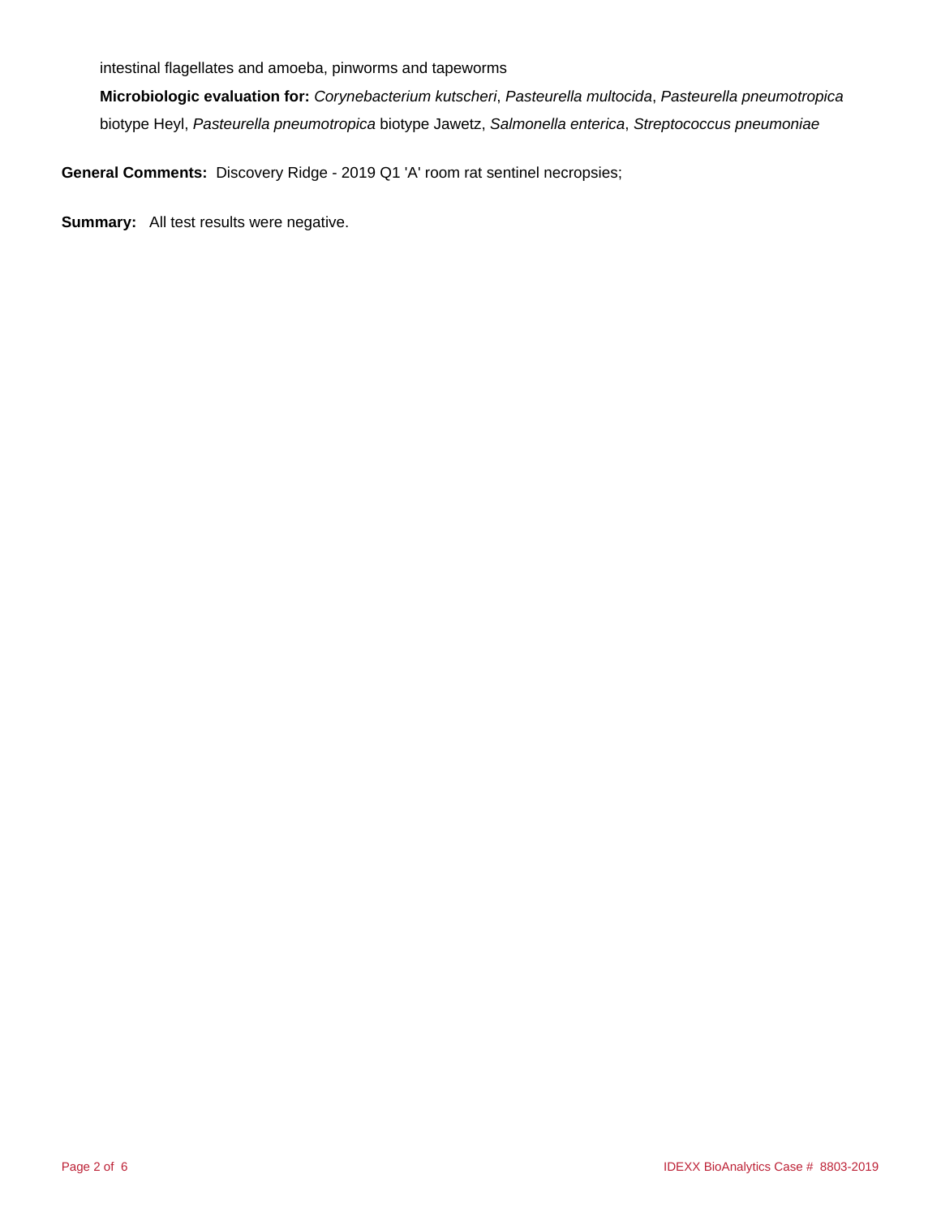intestinal flagellates and amoeba, pinworms and tapeworms

**Microbiologic evaluation for:** *Corynebacterium kutscheri*, *Pasteurella multocida*, *Pasteurella pneumotropica* biotype Heyl, *Pasteurella pneumotropica* biotype Jawetz, *Salmonella enterica*, *Streptococcus pneumoniae*

**General Comments:** Discovery Ridge - 2019 Q1 'A' room rat sentinel necropsies;

**Summary:** All test results were negative.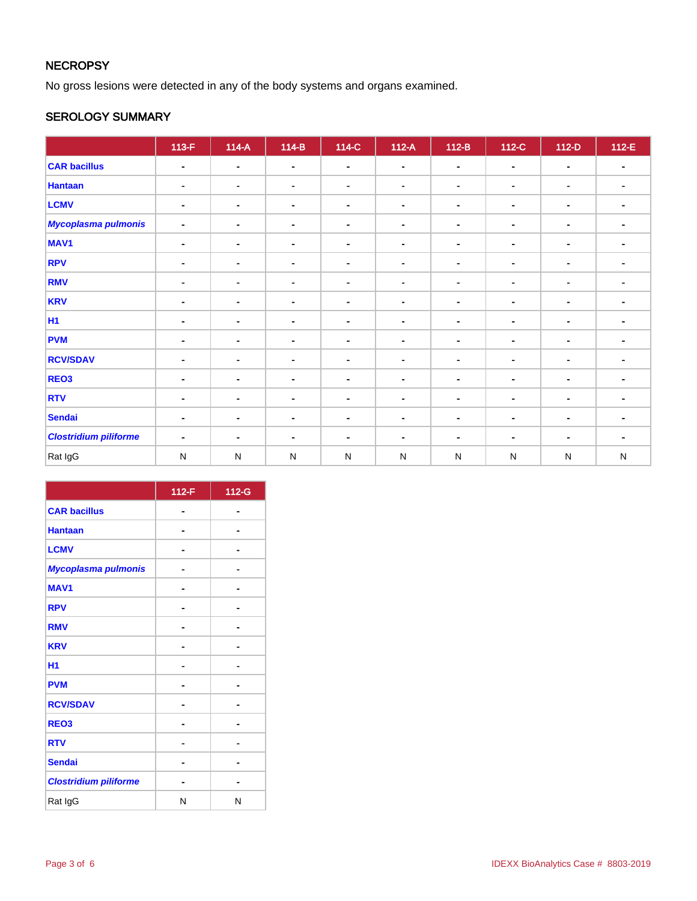## NECROPSY

No gross lesions were detected in any of the body systems and organs examined.

## SEROLOGY SUMMARY

| | 113-F | 114-A | 114-B | 114-C | 112-A | 112-B | 112-C | 112-D | 112-E |
|---|---|---|---|---|---|---|---|---|---|
| CAR bacillus | - | - | - | - | - | - | - | - | - |
| Hantaan | - | - | - | - | - | - | - | - | - |
| LCMV | - | - | - | - | - | - | - | - | - |
| *Mycoplasma pulmonis* | - | - | - | - | - | - | - | - | - |
| MAV1 | - | - | - | - | - | - | - | - | - |
| RPV | - | - | - | - | - | - | - | - | - |
| RMV | - | - | - | - | - | - | - | - | - |
| KRV | - | - | - | - | - | - | - | - | - |
| H1 | - | - | - | - | - | - | - | - | - |
| PVM | - | - | - | - | - | - | - | - | - |
| RCV/SDAV | - | - | - | - | - | - | - | - | - |
| REO3 | - | - | - | - | - | - | - | - | - |
| RTV | - | - | - | - | - | - | - | - | - |
| Sendai | - | - | - | - | - | - | - | - | - |
| *Clostridium piliforme* | - | - | - | - | - | - | - | - | - |
| Rat IgG | N | N | N | N | N | N | N | N | N |

| | 112-F | 112-G |
|---|---|---|
| CAR bacillus | - | - |
| Hantaan | - | - |
| LCMV | - | - |
| *Mycoplasma pulmonis* | - | - |
| MAV1 | - | - |
| RPV | - | - |
| RMV | - | - |
| KRV | - | - |
| H1 | - | - |
| PVM | - | - |
| RCV/SDAV | - | - |
| REO3 | - | - |
| RTV | - | - |
| Sendai | - | - |
| *Clostridium piliforme* | - | - |
| Rat IgG | N | N |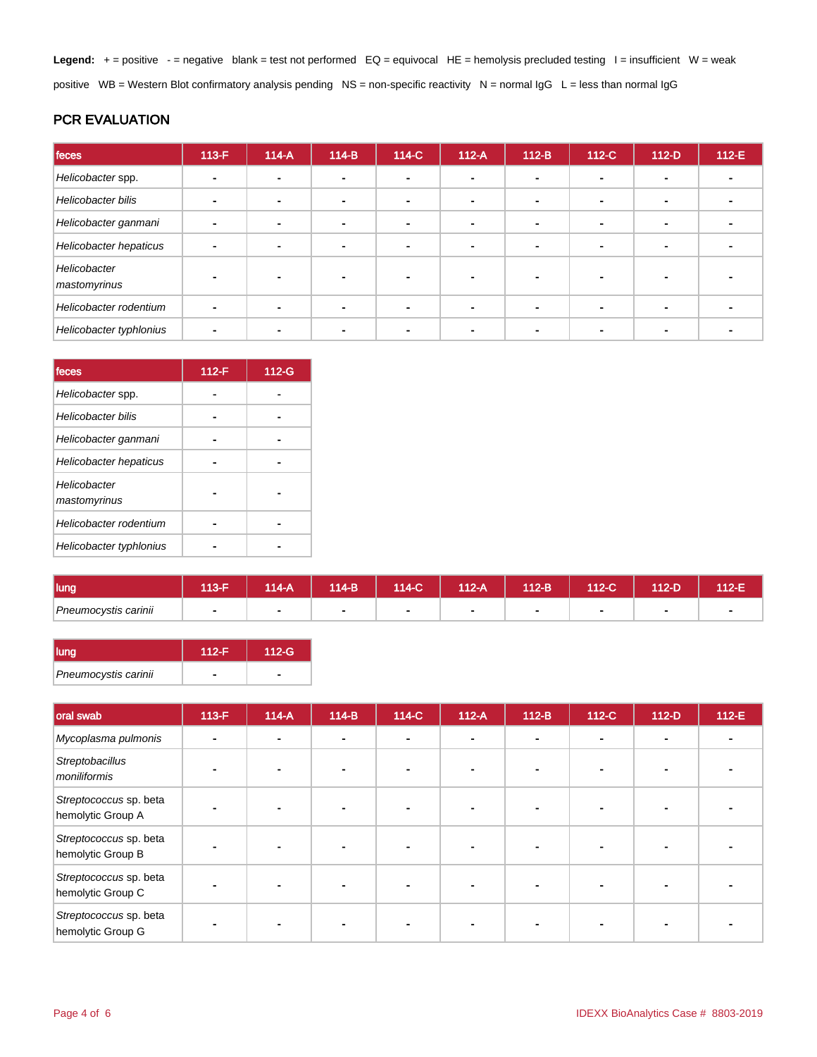**Legend:** + = positive - = negative blank = test not performed EQ = equivocal HE = hemolysis precluded testing I = insufficient W = weak positive WB = Western Blot confirmatory analysis pending NS = non-specific reactivity N = normal IgG L = less than normal IgG

## PCR EVALUATION

| feces | 113-F | 114-A | 114-B | 114-C | 112-A | 112-B | 112-C | 112-D | 112-E |
|---|---|---|---|---|---|---|---|---|---|
| *Helicobacter* spp. | - | - | - | - | - | - | - | - | - |
| *Helicobacter bilis* | - | - | - | - | - | - | - | - | - |
| *Helicobacter ganmani* | - | - | - | - | - | - | - | - | - |
| *Helicobacter hepaticus* | - | - | - | - | - | - | - | - | - |
| *Helicobacter mastomyrinus* | - | - | - | - | - | - | - | - | - |
| *Helicobacter rodentium* | - | - | - | - | - | - | - | - | - |
| *Helicobacter typhlonius* | - | - | - | - | - | - | - | - | - |

| feces | 112-F | 112-G |
|---|---|---|
| *Helicobacter* spp. | - | - |
| *Helicobacter bilis* | - | - |
| *Helicobacter ganmani* | - | - |
| *Helicobacter hepaticus* | - | - |
| *Helicobacter mastomyrinus* | - | - |
| *Helicobacter rodentium* | - | - |
| *Helicobacter typhlonius* | - | - |

| lung | 113-F | 114-A | 114-B | 114-C | 112-A | 112-B | 112-C | 112-D | 112-E |
|---|---|---|---|---|---|---|---|---|---|
| *Pneumocystis carinii* | - | - | - | - | - | - | - | - | - |

| lung | 112-F | 112-G |
|---|---|---|
| *Pneumocystis carinii* | - | - |

| oral swab | 113-F | 114-A | 114-B | 114-C | 112-A | 112-B | 112-C | 112-D | 112-E |
|---|---|---|---|---|---|---|---|---|---|
| *Mycoplasma pulmonis* | - | - | - | - | - | - | - | - | - |
| *Streptobacillus moniliformis* | - | - | - | - | - | - | - | - | - |
| *Streptococcus* sp. beta hemolytic Group A | - | - | - | - | - | - | - | - | - |
| *Streptococcus* sp. beta hemolytic Group B | - | - | - | - | - | - | - | - | - |
| *Streptococcus* sp. beta hemolytic Group C | - | - | - | - | - | - | - | - | - |
| *Streptococcus* sp. beta hemolytic Group G | - | - | - | - | - | - | - | - | - |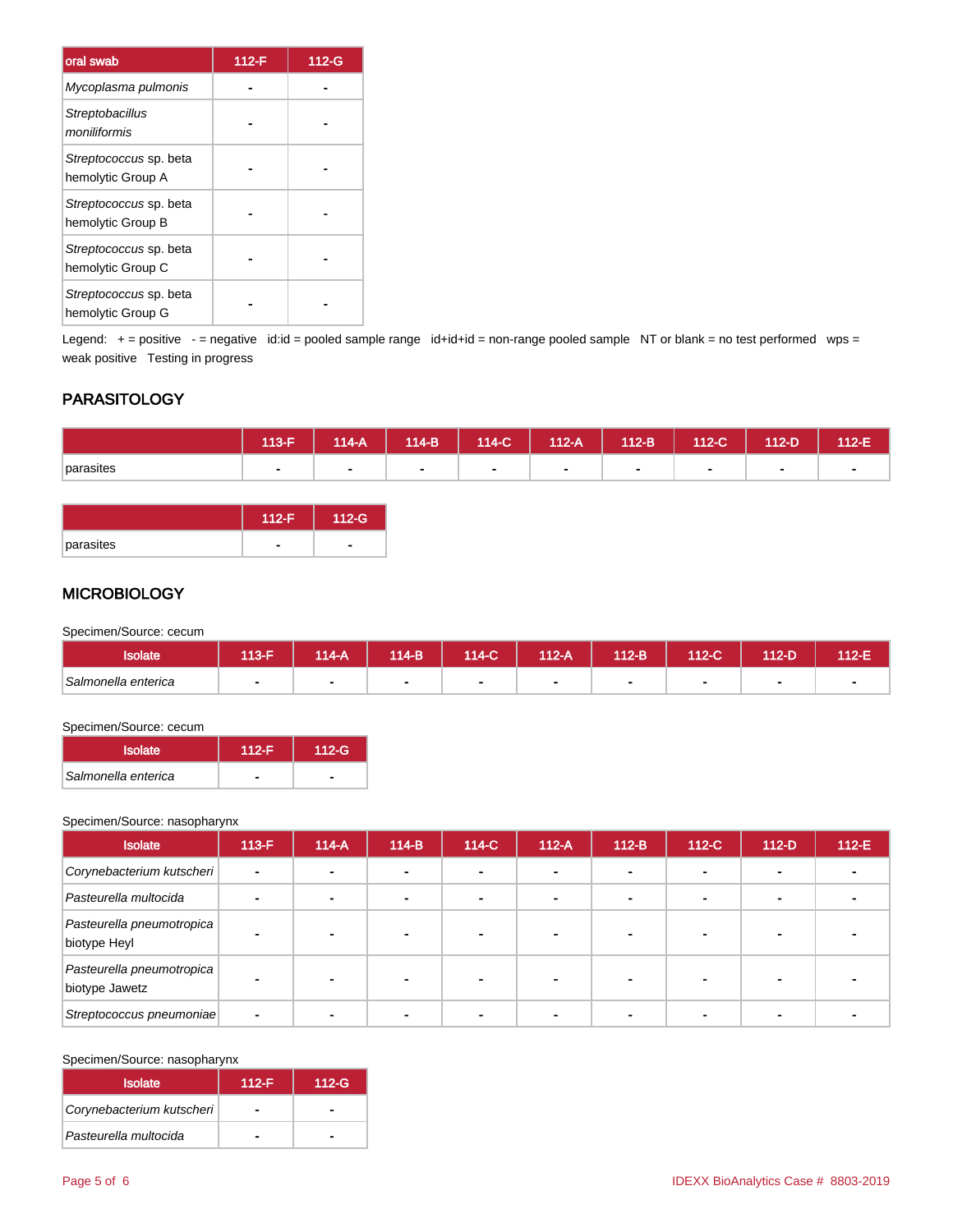| oral swab | 112-F | 112-G |
| --- | --- | --- |
| *Mycoplasma pulmonis* | - | - |
| *Streptobacillus moniliformis* | - | - |
| *Streptococcus* sp. beta hemolytic Group A | - | - |
| *Streptococcus* sp. beta hemolytic Group B | - | - |
| *Streptococcus* sp. beta hemolytic Group C | - | - |
| *Streptococcus* sp. beta hemolytic Group G | - | - |

Legend: + = positive - = negative id:id = pooled sample range id+id+id = non-range pooled sample NT or blank = no test performed wps = weak positive Testing in progress

## PARASITOLOGY

| | 113-F | 114-A | 114-B | 114-C | 112-A | 112-B | 112-C | 112-D | 112-E |
| --- | --- | --- | --- | --- | --- | --- | --- | --- | --- |
| parasites | - | - | - | - | - | - | - | - | - |

| | 112-F | 112-G |
| --- | --- | --- |
| parasites | - | - |

## MICROBIOLOGY

Specimen/Source: cecum

| Isolate | 113-F | 114-A | 114-B | 114-C | 112-A | 112-B | 112-C | 112-D | 112-E |
| --- | --- | --- | --- | --- | --- | --- | --- | --- | --- |
| *Salmonella enterica* | - | - | - | - | - | - | - | - | - |

Specimen/Source: cecum

| Isolate | 112-F | 112-G |
| --- | --- | --- |
| *Salmonella enterica* | - | - |

Specimen/Source: nasopharynx

| Isolate | 113-F | 114-A | 114-B | 114-C | 112-A | 112-B | 112-C | 112-D | 112-E |
| --- | --- | --- | --- | --- | --- | --- | --- | --- | --- |
| *Corynebacterium kutscheri* | - | - | - | - | - | - | - | - | - |
| *Pasteurella multocida* | - | - | - | - | - | - | - | - | - |
| *Pasteurella pneumotropica* biotype Heyl | - | - | - | - | - | - | - | - | - |
| *Pasteurella pneumotropica* biotype Jawetz | - | - | - | - | - | - | - | - | - |
| *Streptococcus pneumoniae* | - | - | - | - | - | - | - | - | - |

Specimen/Source: nasopharynx

| Isolate | 112-F | 112-G |
| --- | --- | --- |
| *Corynebacterium kutscheri* | - | - |
| *Pasteurella multocida* | - | - |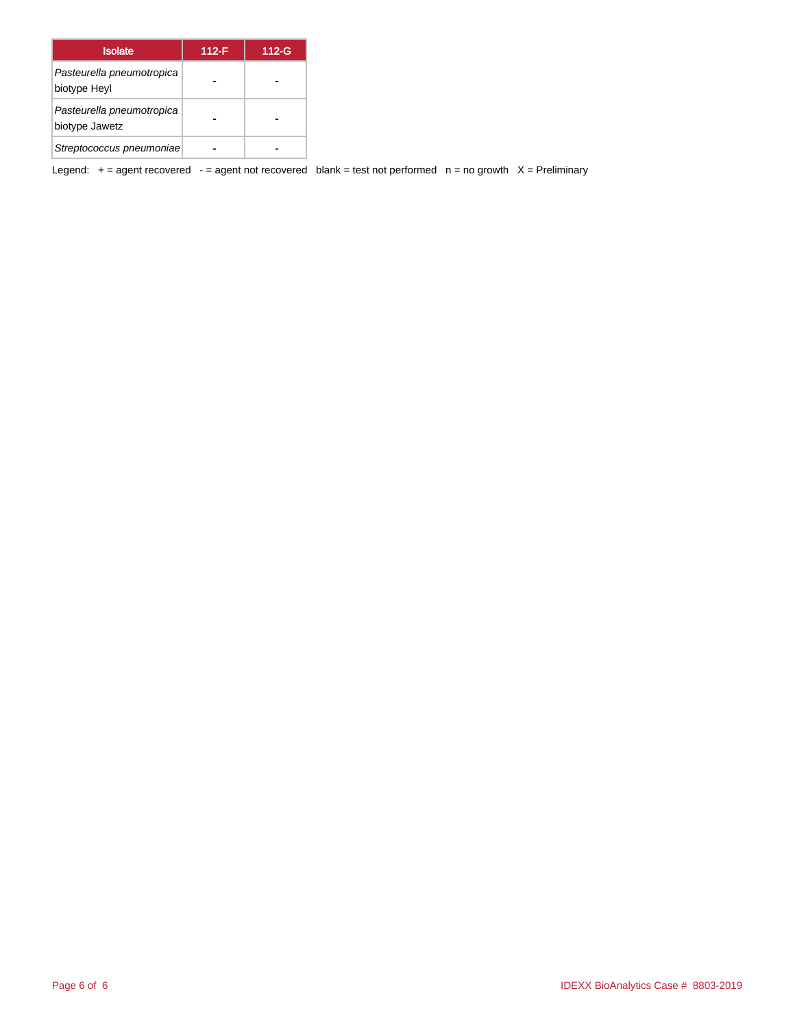| Isolate | 112-F | 112-G |
|---|---|---|
| *Pasteurella pneumotropica* biotype Heyl | - | - |
| *Pasteurella pneumotropica* biotype Jawetz | - | - |
| *Streptococcus pneumoniae* | - | - |

Legend: + = agent recovered - = agent not recovered blank = test not performed n = no growth X = Preliminary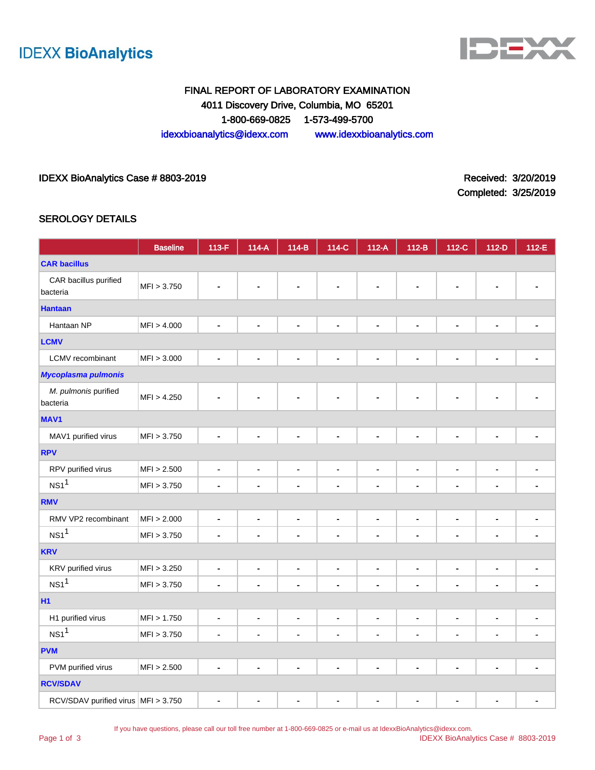IDEXX BioAnalytics

FINAL REPORT OF LABORATORY EXAMINATION
4011 Discovery Drive, Columbia, MO 65201
1-800-669-0825 1-573-499-5700
idexxbioanalytics@idexx.com www.idexxbioanalytics.com

IDEXX BioAnalytics Case # 8803-2019

Received: 3/20/2019
Completed: 3/25/2019

## SEROLOGY DETAILS

| | Baseline | 113-F | 114-A | 114-B | 114-C | 112-A | 112-B | 112-C | 112-D | 112-E |
|---|---|---|---|---|---|---|---|---|---|---|
| **CAR bacillus** | | | | | | | | | | |
| CAR bacillus purified bacteria | MFI > 3.750 | - | - | - | - | - | - | - | - | - |
| **Hantaan** | | | | | | | | | | |
| Hantaan NP | MFI > 4.000 | - | - | - | - | - | - | - | - | - |
| **LCMV** | | | | | | | | | | |
| LCMV recombinant | MFI > 3.000 | - | - | - | - | - | - | - | - | - |
| ***Mycoplasma pulmonis*** | | | | | | | | | | |
| *M. pulmonis* purified bacteria | MFI > 4.250 | - | - | - | - | - | - | - | - | - |
| **MAV1** | | | | | | | | | | |
| MAV1 purified virus | MFI > 3.750 | - | - | - | - | - | - | - | - | - |
| **RPV** | | | | | | | | | | |
| RPV purified virus | MFI > 2.500 | - | - | - | - | - | - | - | - | - |
| NS1[1] | MFI > 3.750 | - | - | - | - | - | - | - | - | - |
| **RMV** | | | | | | | | | | |
| RMV VP2 recombinant | MFI > 2.000 | - | - | - | - | - | - | - | - | - |
| NS1[1] | MFI > 3.750 | - | - | - | - | - | - | - | - | - |
| **KRV** | | | | | | | | | | |
| KRV purified virus | MFI > 3.250 | - | - | - | - | - | - | - | - | - |
| NS1[1] | MFI > 3.750 | - | - | - | - | - | - | - | - | - |
| **H1** | | | | | | | | | | |
| H1 purified virus | MFI > 1.750 | - | - | - | - | - | - | - | - | - |
| NS1[1] | MFI > 3.750 | - | - | - | - | - | - | - | - | - |
| **PVM** | | | | | | | | | | |
| PVM purified virus | MFI > 2.500 | - | - | - | - | - | - | - | - | - |
| **RCV/SDAV** | | | | | | | | | | |
| RCV/SDAV purified virus | MFI > 3.750 | - | - | - | - | - | - | - | - | - |

If you have questions, please call our toll free number at 1-800-669-0825 or e-mail us at IdexxBioAnalytics@idexx.com.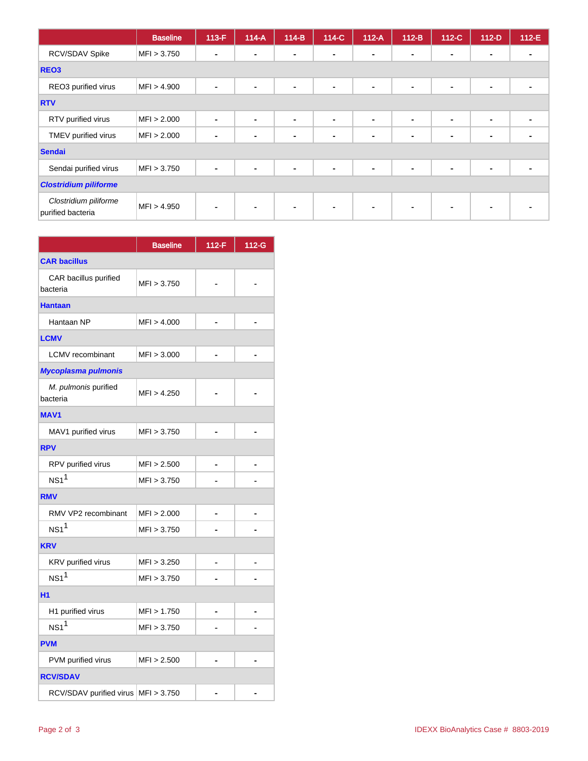| | Baseline | 113-F | 114-A | 114-B | 114-C | 112-A | 112-B | 112-C | 112-D | 112-E |
|---|---|---|---|---|---|---|---|---|---|---|
| RCV/SDAV Spike | MFI > 3.750 | - | - | - | - | - | - | - | - | - |
| **REO3** | | | | | | | | | | |
| REO3 purified virus | MFI > 4.900 | - | - | - | - | - | - | - | - | - |
| **RTV** | | | | | | | | | | |
| RTV purified virus | MFI > 2.000 | - | - | - | - | - | - | - | - | - |
| TMEV purified virus | MFI > 2.000 | - | - | - | - | - | - | - | - | - |
| **Sendai** | | | | | | | | | | |
| Sendai purified virus | MFI > 3.750 | - | - | - | - | - | - | - | - | - |
| ***Clostridium piliforme*** | | | | | | | | | | |
| *Clostridium piliforme* purified bacteria | MFI > 4.950 | - | - | - | - | - | - | - | - | - |

| | Baseline | 112-F | 112-G |
|---|---|---|---|
| **CAR bacillus** | | | |
| CAR bacillus purified bacteria | MFI > 3.750 | - | - |
| **Hantaan** | | | |
| Hantaan NP | MFI > 4.000 | - | - |
| **LCMV** | | | |
| LCMV recombinant | MFI > 3.000 | - | - |
| ***Mycoplasma pulmonis*** | | | |
| *M. pulmonis* purified bacteria | MFI > 4.250 | - | - |
| **MAV1** | | | |
| MAV1 purified virus | MFI > 3.750 | - | - |
| **RPV** | | | |
| RPV purified virus | MFI > 2.500 | - | - |
| NS1[1] | MFI > 3.750 | - | - |
| **RMV** | | | |
| RMV VP2 recombinant | MFI > 2.000 | - | - |
| NS1[1] | MFI > 3.750 | - | - |
| **KRV** | | | |
| KRV purified virus | MFI > 3.250 | - | - |
| NS1[1] | MFI > 3.750 | - | - |
| **H1** | | | |
| H1 purified virus | MFI > 1.750 | - | - |
| NS1[1] | MFI > 3.750 | - | - |
| **PVM** | | | |
| PVM purified virus | MFI > 2.500 | - | - |
| **RCV/SDAV** | | | |
| RCV/SDAV purified virus | MFI > 3.750 | - | - |

IDEXX BioAnalytics Case # 8803-2019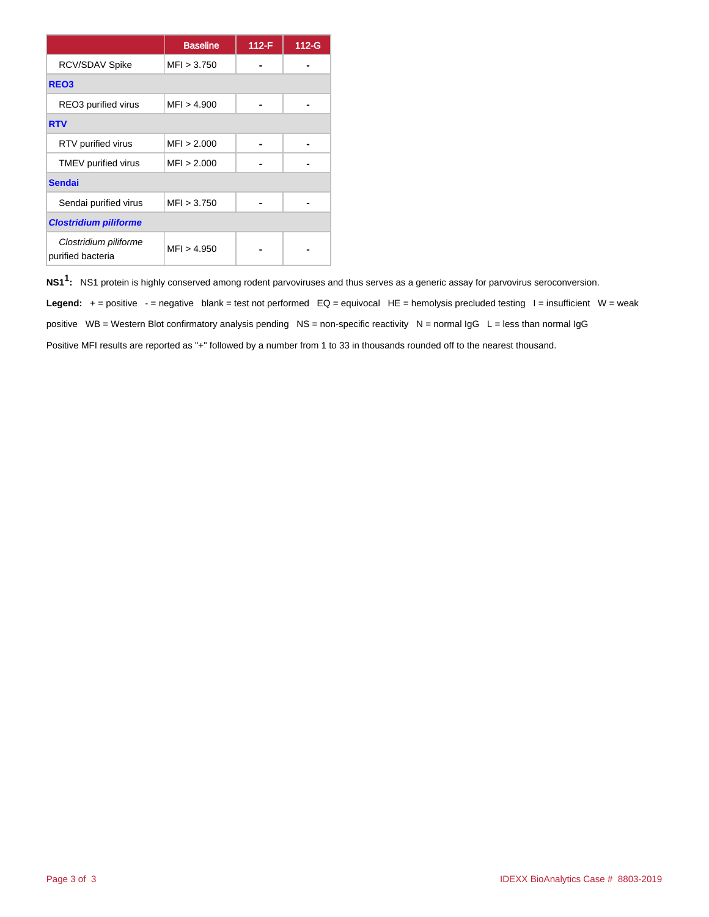| | Baseline | 112-F | 112-G |
|---|---|---|---|
| RCV/SDAV Spike | MFI > 3.750 | - | - |
| **REO3** | | | |
| REO3 purified virus | MFI > 4.900 | - | - |
| **RTV** | | | |
| RTV purified virus | MFI > 2.000 | - | - |
| TMEV purified virus | MFI > 2.000 | - | - |
| **Sendai** | | | |
| Sendai purified virus | MFI > 3.750 | - | - |
| ***Clostridium piliforme*** | | | |
| *Clostridium piliforme* purified bacteria | MFI > 4.950 | - | - |

**NS1[1]:** NS1 protein is highly conserved among rodent parvoviruses and thus serves as a generic assay for parvovirus seroconversion.

**Legend:** + = positive - = negative blank = test not performed EQ = equivocal HE = hemolysis precluded testing I = insufficient W = weak positive WB = Western Blot confirmatory analysis pending NS = non-specific reactivity N = normal IgG L = less than normal IgG

Positive MFI results are reported as "+" followed by a number from 1 to 33 in thousands rounded off to the nearest thousand.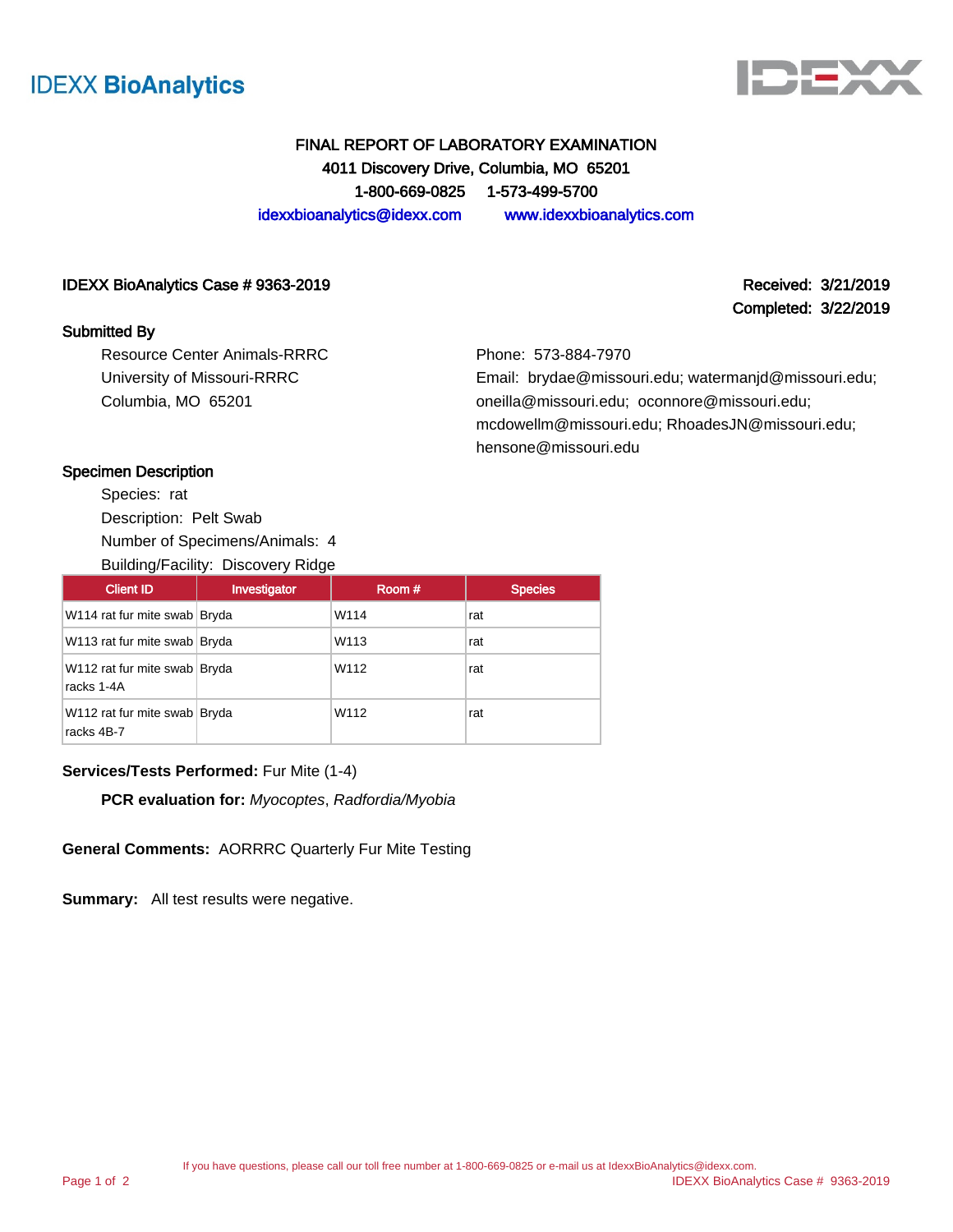IDEXX BioAnalytics

# FINAL REPORT OF LABORATORY EXAMINATION

**4011 Discovery Drive, Columbia, MO 65201**

**1-800-669-0825 1-573-499-5700**

idexxbioanalytics@idexx.com www.idexxbioanalytics.com

**IDEXX BioAnalytics Case # 9363-2019**

**Received: 3/21/2019**

**Completed: 3/22/2019**

## Submitted By

Resource Center Animals-RRRC
University of Missouri-RRRC
Columbia, MO 65201

Phone: 573-884-7970
Email: brydae@missouri.edu; watermanjd@missouri.edu; oneilla@missouri.edu; oconnore@missouri.edu; mcdowellm@missouri.edu; RhoadesJN@missouri.edu; hensone@missouri.edu

## Specimen Description

Species: rat
Description: Pelt Swab
Number of Specimens/Animals: 4
Building/Facility: Discovery Ridge

| Client ID | Investigator | Room # | Species |
| --- | --- | --- | --- |
| W114 rat fur mite swab | Bryda | W114 | rat |
| W113 rat fur mite swab | Bryda | W113 | rat |
| W112 rat fur mite swab racks 1-4A | Bryda | W112 | rat |
| W112 rat fur mite swab racks 4B-7 | Bryda | W112 | rat |

**Services/Tests Performed:** Fur Mite (1-4)

**PCR evaluation for:** *Myocoptes*, *Radfordia/Myobia*

**General Comments:** AORRRC Quarterly Fur Mite Testing

**Summary:** All test results were negative.

If you have questions, please call our toll free number at 1-800-669-0825 or e-mail us at IdexxBioAnalytics@idexx.com.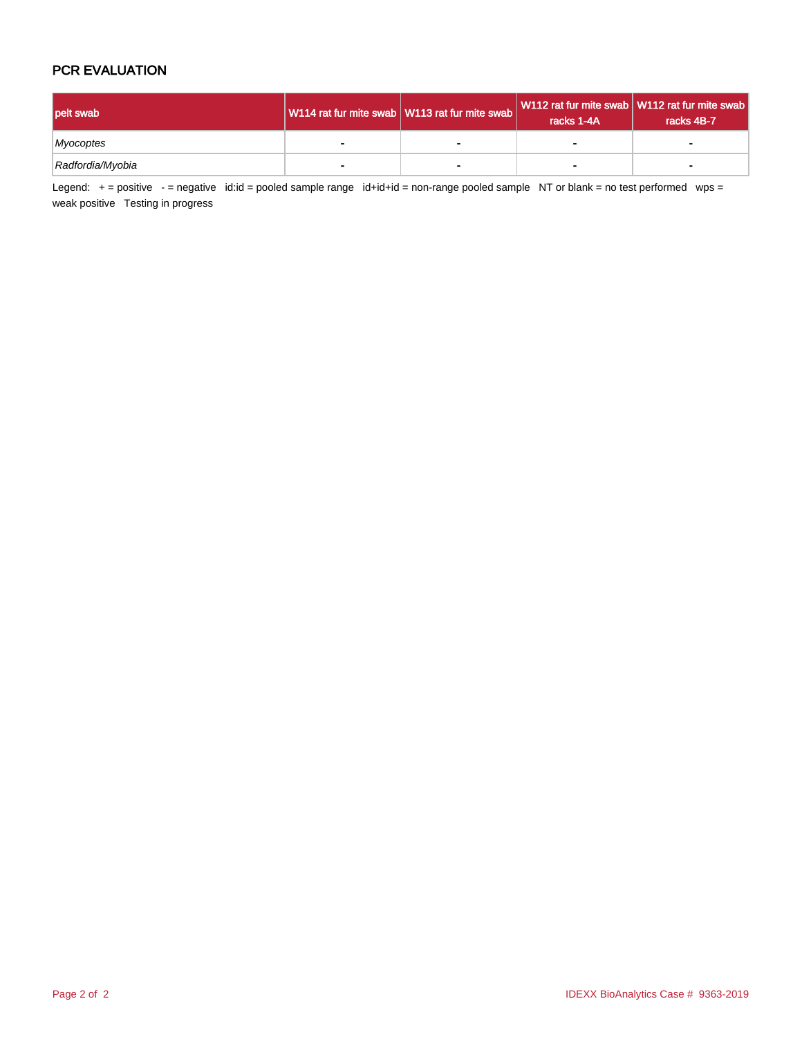## PCR EVALUATION

| pelt swab | W114 rat fur mite swab | W113 rat fur mite swab | W112 rat fur mite swab racks 1-4A | W112 rat fur mite swab racks 4B-7 |
|---|---|---|---|---|
| *Myocoptes* | - | - | - | - |
| *Radfordia/Myobia* | - | - | - | - |

Legend: + = positive - = negative id:id = pooled sample range id+id+id = non-range pooled sample NT or blank = no test performed wps = weak positive Testing in progress